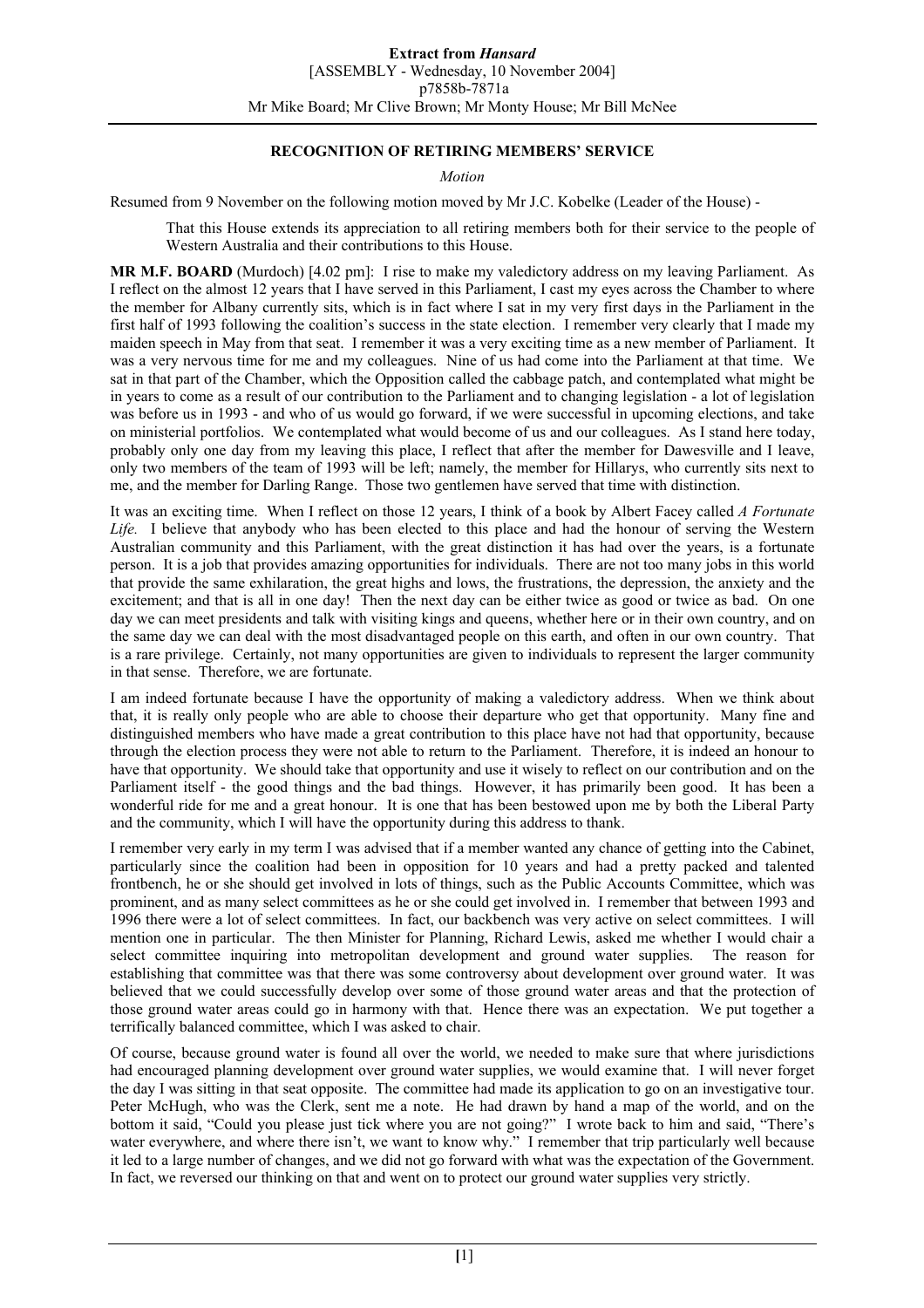**Extract from *Hansard***
[ASSEMBLY - Wednesday, 10 November 2004]
p7858b-7871a
Mr Mike Board; Mr Clive Brown; Mr Monty House; Mr Bill McNee

## RECOGNITION OF RETIRING MEMBERS' SERVICE

*Motion*

Resumed from 9 November on the following motion moved by Mr J.C. Kobelke (Leader of the House) -

> That this House extends its appreciation to all retiring members both for their service to the people of Western Australia and their contributions to this House.

**MR M.F. BOARD** (Murdoch) [4.02 pm]: I rise to make my valedictory address on my leaving Parliament. As I reflect on the almost 12 years that I have served in this Parliament, I cast my eyes across the Chamber to where the member for Albany currently sits, which is in fact where I sat in my very first days in the Parliament in the first half of 1993 following the coalition's success in the state election. I remember very clearly that I made my maiden speech in May from that seat. I remember it was a very exciting time as a new member of Parliament. It was a very nervous time for me and my colleagues. Nine of us had come into the Parliament at that time. We sat in that part of the Chamber, which the Opposition called the cabbage patch, and contemplated what might be in years to come as a result of our contribution to the Parliament and to changing legislation - a lot of legislation was before us in 1993 - and who of us would go forward, if we were successful in upcoming elections, and take on ministerial portfolios. We contemplated what would become of us and our colleagues. As I stand here today, probably only one day from my leaving this place, I reflect that after the member for Dawesville and I leave, only two members of the team of 1993 will be left; namely, the member for Hillarys, who currently sits next to me, and the member for Darling Range. Those two gentlemen have served that time with distinction.

It was an exciting time. When I reflect on those 12 years, I think of a book by Albert Facey called *A Fortunate Life.* I believe that anybody who has been elected to this place and had the honour of serving the Western Australian community and this Parliament, with the great distinction it has had over the years, is a fortunate person. It is a job that provides amazing opportunities for individuals. There are not too many jobs in this world that provide the same exhilaration, the great highs and lows, the frustrations, the depression, the anxiety and the excitement; and that is all in one day! Then the next day can be either twice as good or twice as bad. On one day we can meet presidents and talk with visiting kings and queens, whether here or in their own country, and on the same day we can deal with the most disadvantaged people on this earth, and often in our own country. That is a rare privilege. Certainly, not many opportunities are given to individuals to represent the larger community in that sense. Therefore, we are fortunate.

I am indeed fortunate because I have the opportunity of making a valedictory address. When we think about that, it is really only people who are able to choose their departure who get that opportunity. Many fine and distinguished members who have made a great contribution to this place have not had that opportunity, because through the election process they were not able to return to the Parliament. Therefore, it is indeed an honour to have that opportunity. We should take that opportunity and use it wisely to reflect on our contribution and on the Parliament itself - the good things and the bad things. However, it has primarily been good. It has been a wonderful ride for me and a great honour. It is one that has been bestowed upon me by both the Liberal Party and the community, which I will have the opportunity during this address to thank.

I remember very early in my term I was advised that if a member wanted any chance of getting into the Cabinet, particularly since the coalition had been in opposition for 10 years and had a pretty packed and talented frontbench, he or she should get involved in lots of things, such as the Public Accounts Committee, which was prominent, and as many select committees as he or she could get involved in. I remember that between 1993 and 1996 there were a lot of select committees. In fact, our backbench was very active on select committees. I will mention one in particular. The then Minister for Planning, Richard Lewis, asked me whether I would chair a select committee inquiring into metropolitan development and ground water supplies. The reason for establishing that committee was that there was some controversy about development over ground water. It was believed that we could successfully develop over some of those ground water areas and that the protection of those ground water areas could go in harmony with that. Hence there was an expectation. We put together a terrifically balanced committee, which I was asked to chair.

Of course, because ground water is found all over the world, we needed to make sure that where jurisdictions had encouraged planning development over ground water supplies, we would examine that. I will never forget the day I was sitting in that seat opposite. The committee had made its application to go on an investigative tour. Peter McHugh, who was the Clerk, sent me a note. He had drawn by hand a map of the world, and on the bottom it said, "Could you please just tick where you are not going?" I wrote back to him and said, "There's water everywhere, and where there isn't, we want to know why." I remember that trip particularly well because it led to a large number of changes, and we did not go forward with what was the expectation of the Government. In fact, we reversed our thinking on that and went on to protect our ground water supplies very strictly.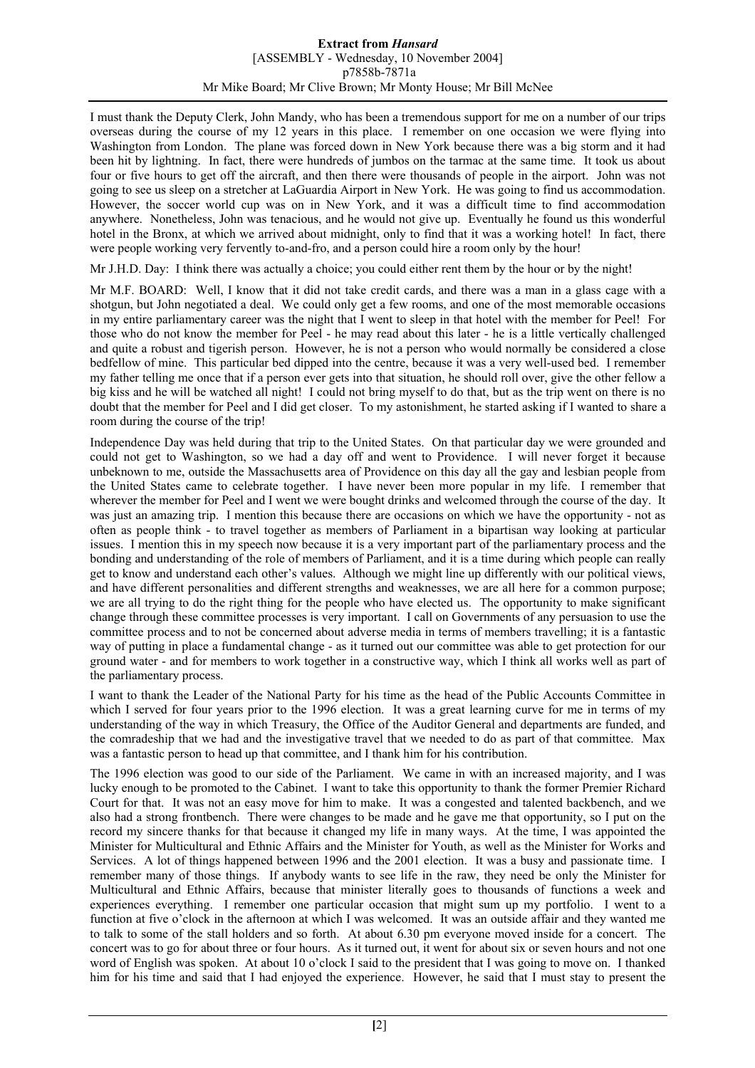I must thank the Deputy Clerk, John Mandy, who has been a tremendous support for me on a number of our trips overseas during the course of my 12 years in this place. I remember on one occasion we were flying into Washington from London. The plane was forced down in New York because there was a big storm and it had been hit by lightning. In fact, there were hundreds of jumbos on the tarmac at the same time. It took us about four or five hours to get off the aircraft, and then there were thousands of people in the airport. John was not going to see us sleep on a stretcher at LaGuardia Airport in New York. He was going to find us accommodation. However, the soccer world cup was on in New York, and it was a difficult time to find accommodation anywhere. Nonetheless, John was tenacious, and he would not give up. Eventually he found us this wonderful hotel in the Bronx, at which we arrived about midnight, only to find that it was a working hotel! In fact, there were people working very fervently to-and-fro, and a person could hire a room only by the hour!

Mr J.H.D. Day: I think there was actually a choice; you could either rent them by the hour or by the night!

Mr M.F. BOARD: Well, I know that it did not take credit cards, and there was a man in a glass cage with a shotgun, but John negotiated a deal. We could only get a few rooms, and one of the most memorable occasions in my entire parliamentary career was the night that I went to sleep in that hotel with the member for Peel! For those who do not know the member for Peel - he may read about this later - he is a little vertically challenged and quite a robust and tigerish person. However, he is not a person who would normally be considered a close bedfellow of mine. This particular bed dipped into the centre, because it was a very well-used bed. I remember my father telling me once that if a person ever gets into that situation, he should roll over, give the other fellow a big kiss and he will be watched all night! I could not bring myself to do that, but as the trip went on there is no doubt that the member for Peel and I did get closer. To my astonishment, he started asking if I wanted to share a room during the course of the trip!

Independence Day was held during that trip to the United States. On that particular day we were grounded and could not get to Washington, so we had a day off and went to Providence. I will never forget it because unbeknown to me, outside the Massachusetts area of Providence on this day all the gay and lesbian people from the United States came to celebrate together. I have never been more popular in my life. I remember that wherever the member for Peel and I went we were bought drinks and welcomed through the course of the day. It was just an amazing trip. I mention this because there are occasions on which we have the opportunity - not as often as people think - to travel together as members of Parliament in a bipartisan way looking at particular issues. I mention this in my speech now because it is a very important part of the parliamentary process and the bonding and understanding of the role of members of Parliament, and it is a time during which people can really get to know and understand each other's values. Although we might line up differently with our political views, and have different personalities and different strengths and weaknesses, we are all here for a common purpose; we are all trying to do the right thing for the people who have elected us. The opportunity to make significant change through these committee processes is very important. I call on Governments of any persuasion to use the committee process and to not be concerned about adverse media in terms of members travelling; it is a fantastic way of putting in place a fundamental change - as it turned out our committee was able to get protection for our ground water - and for members to work together in a constructive way, which I think all works well as part of the parliamentary process.

I want to thank the Leader of the National Party for his time as the head of the Public Accounts Committee in which I served for four years prior to the 1996 election. It was a great learning curve for me in terms of my understanding of the way in which Treasury, the Office of the Auditor General and departments are funded, and the comradeship that we had and the investigative travel that we needed to do as part of that committee. Max was a fantastic person to head up that committee, and I thank him for his contribution.

The 1996 election was good to our side of the Parliament. We came in with an increased majority, and I was lucky enough to be promoted to the Cabinet. I want to take this opportunity to thank the former Premier Richard Court for that. It was not an easy move for him to make. It was a congested and talented backbench, and we also had a strong frontbench. There were changes to be made and he gave me that opportunity, so I put on the record my sincere thanks for that because it changed my life in many ways. At the time, I was appointed the Minister for Multicultural and Ethnic Affairs and the Minister for Youth, as well as the Minister for Works and Services. A lot of things happened between 1996 and the 2001 election. It was a busy and passionate time. I remember many of those things. If anybody wants to see life in the raw, they need be only the Minister for Multicultural and Ethnic Affairs, because that minister literally goes to thousands of functions a week and experiences everything. I remember one particular occasion that might sum up my portfolio. I went to a function at five o'clock in the afternoon at which I was welcomed. It was an outside affair and they wanted me to talk to some of the stall holders and so forth. At about 6.30 pm everyone moved inside for a concert. The concert was to go for about three or four hours. As it turned out, it went for about six or seven hours and not one word of English was spoken. At about 10 o'clock I said to the president that I was going to move on. I thanked him for his time and said that I had enjoyed the experience. However, he said that I must stay to present the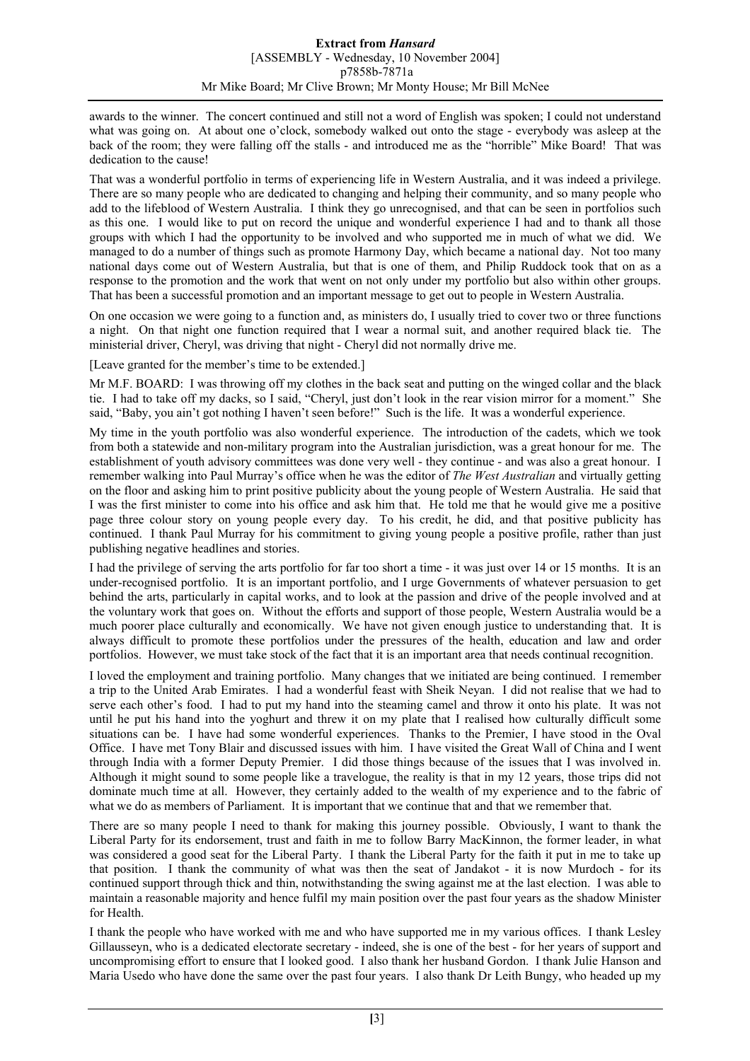awards to the winner. The concert continued and still not a word of English was spoken; I could not understand what was going on. At about one o'clock, somebody walked out onto the stage - everybody was asleep at the back of the room; they were falling off the stalls - and introduced me as the "horrible" Mike Board! That was dedication to the cause!

That was a wonderful portfolio in terms of experiencing life in Western Australia, and it was indeed a privilege. There are so many people who are dedicated to changing and helping their community, and so many people who add to the lifeblood of Western Australia. I think they go unrecognised, and that can be seen in portfolios such as this one. I would like to put on record the unique and wonderful experience I had and to thank all those groups with which I had the opportunity to be involved and who supported me in much of what we did. We managed to do a number of things such as promote Harmony Day, which became a national day. Not too many national days come out of Western Australia, but that is one of them, and Philip Ruddock took that on as a response to the promotion and the work that went on not only under my portfolio but also within other groups. That has been a successful promotion and an important message to get out to people in Western Australia.

On one occasion we were going to a function and, as ministers do, I usually tried to cover two or three functions a night. On that night one function required that I wear a normal suit, and another required black tie. The ministerial driver, Cheryl, was driving that night - Cheryl did not normally drive me.

[Leave granted for the member's time to be extended.]

Mr M.F. BOARD: I was throwing off my clothes in the back seat and putting on the winged collar and the black tie. I had to take off my dacks, so I said, "Cheryl, just don't look in the rear vision mirror for a moment." She said, "Baby, you ain't got nothing I haven't seen before!" Such is the life. It was a wonderful experience.

My time in the youth portfolio was also wonderful experience. The introduction of the cadets, which we took from both a statewide and non-military program into the Australian jurisdiction, was a great honour for me. The establishment of youth advisory committees was done very well - they continue - and was also a great honour. I remember walking into Paul Murray's office when he was the editor of *The West Australian* and virtually getting on the floor and asking him to print positive publicity about the young people of Western Australia. He said that I was the first minister to come into his office and ask him that. He told me that he would give me a positive page three colour story on young people every day. To his credit, he did, and that positive publicity has continued. I thank Paul Murray for his commitment to giving young people a positive profile, rather than just publishing negative headlines and stories.

I had the privilege of serving the arts portfolio for far too short a time - it was just over 14 or 15 months. It is an under-recognised portfolio. It is an important portfolio, and I urge Governments of whatever persuasion to get behind the arts, particularly in capital works, and to look at the passion and drive of the people involved and at the voluntary work that goes on. Without the efforts and support of those people, Western Australia would be a much poorer place culturally and economically. We have not given enough justice to understanding that. It is always difficult to promote these portfolios under the pressures of the health, education and law and order portfolios. However, we must take stock of the fact that it is an important area that needs continual recognition.

I loved the employment and training portfolio. Many changes that we initiated are being continued. I remember a trip to the United Arab Emirates. I had a wonderful feast with Sheik Neyan. I did not realise that we had to serve each other's food. I had to put my hand into the steaming camel and throw it onto his plate. It was not until he put his hand into the yoghurt and threw it on my plate that I realised how culturally difficult some situations can be. I have had some wonderful experiences. Thanks to the Premier, I have stood in the Oval Office. I have met Tony Blair and discussed issues with him. I have visited the Great Wall of China and I went through India with a former Deputy Premier. I did those things because of the issues that I was involved in. Although it might sound to some people like a travelogue, the reality is that in my 12 years, those trips did not dominate much time at all. However, they certainly added to the wealth of my experience and to the fabric of what we do as members of Parliament. It is important that we continue that and that we remember that.

There are so many people I need to thank for making this journey possible. Obviously, I want to thank the Liberal Party for its endorsement, trust and faith in me to follow Barry MacKinnon, the former leader, in what was considered a good seat for the Liberal Party. I thank the Liberal Party for the faith it put in me to take up that position. I thank the community of what was then the seat of Jandakot - it is now Murdoch - for its continued support through thick and thin, notwithstanding the swing against me at the last election. I was able to maintain a reasonable majority and hence fulfil my main position over the past four years as the shadow Minister for Health.

I thank the people who have worked with me and who have supported me in my various offices. I thank Lesley Gillausseyn, who is a dedicated electorate secretary - indeed, she is one of the best - for her years of support and uncompromising effort to ensure that I looked good. I also thank her husband Gordon. I thank Julie Hanson and Maria Usedo who have done the same over the past four years. I also thank Dr Leith Bungy, who headed up my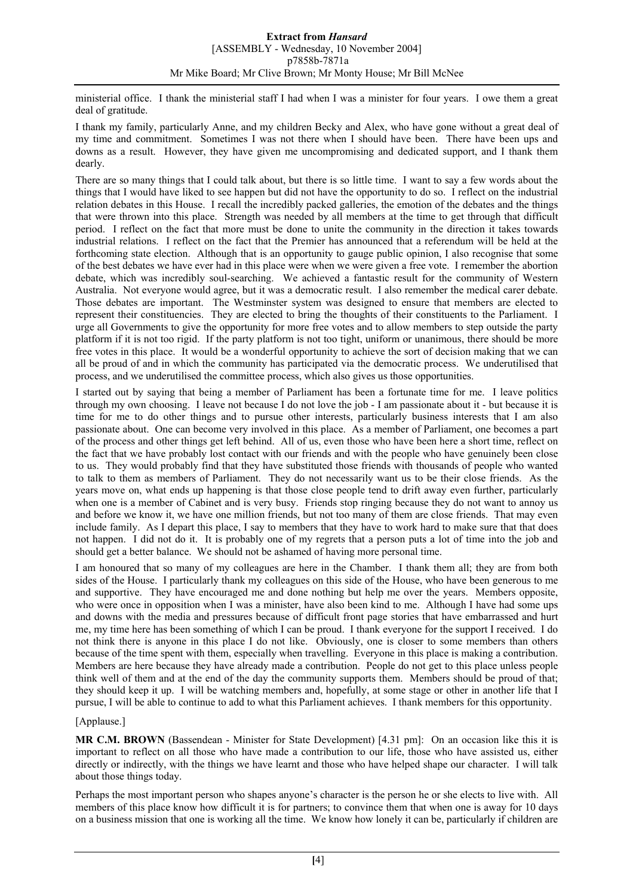ministerial office. I thank the ministerial staff I had when I was a minister for four years. I owe them a great deal of gratitude.

I thank my family, particularly Anne, and my children Becky and Alex, who have gone without a great deal of my time and commitment. Sometimes I was not there when I should have been. There have been ups and downs as a result. However, they have given me uncompromising and dedicated support, and I thank them dearly.

There are so many things that I could talk about, but there is so little time. I want to say a few words about the things that I would have liked to see happen but did not have the opportunity to do so. I reflect on the industrial relation debates in this House. I recall the incredibly packed galleries, the emotion of the debates and the things that were thrown into this place. Strength was needed by all members at the time to get through that difficult period. I reflect on the fact that more must be done to unite the community in the direction it takes towards industrial relations. I reflect on the fact that the Premier has announced that a referendum will be held at the forthcoming state election. Although that is an opportunity to gauge public opinion, I also recognise that some of the best debates we have ever had in this place were when we were given a free vote. I remember the abortion debate, which was incredibly soul-searching. We achieved a fantastic result for the community of Western Australia. Not everyone would agree, but it was a democratic result. I also remember the medical carer debate. Those debates are important. The Westminster system was designed to ensure that members are elected to represent their constituencies. They are elected to bring the thoughts of their constituents to the Parliament. I urge all Governments to give the opportunity for more free votes and to allow members to step outside the party platform if it is not too rigid. If the party platform is not too tight, uniform or unanimous, there should be more free votes in this place. It would be a wonderful opportunity to achieve the sort of decision making that we can all be proud of and in which the community has participated via the democratic process. We underutilised that process, and we underutilised the committee process, which also gives us those opportunities.

I started out by saying that being a member of Parliament has been a fortunate time for me. I leave politics through my own choosing. I leave not because I do not love the job - I am passionate about it - but because it is time for me to do other things and to pursue other interests, particularly business interests that I am also passionate about. One can become very involved in this place. As a member of Parliament, one becomes a part of the process and other things get left behind. All of us, even those who have been here a short time, reflect on the fact that we have probably lost contact with our friends and with the people who have genuinely been close to us. They would probably find that they have substituted those friends with thousands of people who wanted to talk to them as members of Parliament. They do not necessarily want us to be their close friends. As the years move on, what ends up happening is that those close people tend to drift away even further, particularly when one is a member of Cabinet and is very busy. Friends stop ringing because they do not want to annoy us and before we know it, we have one million friends, but not too many of them are close friends. That may even include family. As I depart this place, I say to members that they have to work hard to make sure that that does not happen. I did not do it. It is probably one of my regrets that a person puts a lot of time into the job and should get a better balance. We should not be ashamed of having more personal time.

I am honoured that so many of my colleagues are here in the Chamber. I thank them all; they are from both sides of the House. I particularly thank my colleagues on this side of the House, who have been generous to me and supportive. They have encouraged me and done nothing but help me over the years. Members opposite, who were once in opposition when I was a minister, have also been kind to me. Although I have had some ups and downs with the media and pressures because of difficult front page stories that have embarrassed and hurt me, my time here has been something of which I can be proud. I thank everyone for the support I received. I do not think there is anyone in this place I do not like. Obviously, one is closer to some members than others because of the time spent with them, especially when travelling. Everyone in this place is making a contribution. Members are here because they have already made a contribution. People do not get to this place unless people think well of them and at the end of the day the community supports them. Members should be proud of that; they should keep it up. I will be watching members and, hopefully, at some stage or other in another life that I pursue, I will be able to continue to add to what this Parliament achieves. I thank members for this opportunity.

[Applause.]

**MR C.M. BROWN** (Bassendean - Minister for State Development) [4.31 pm]: On an occasion like this it is important to reflect on all those who have made a contribution to our life, those who have assisted us, either directly or indirectly, with the things we have learnt and those who have helped shape our character. I will talk about those things today.

Perhaps the most important person who shapes anyone's character is the person he or she elects to live with. All members of this place know how difficult it is for partners; to convince them that when one is away for 10 days on a business mission that one is working all the time. We know how lonely it can be, particularly if children are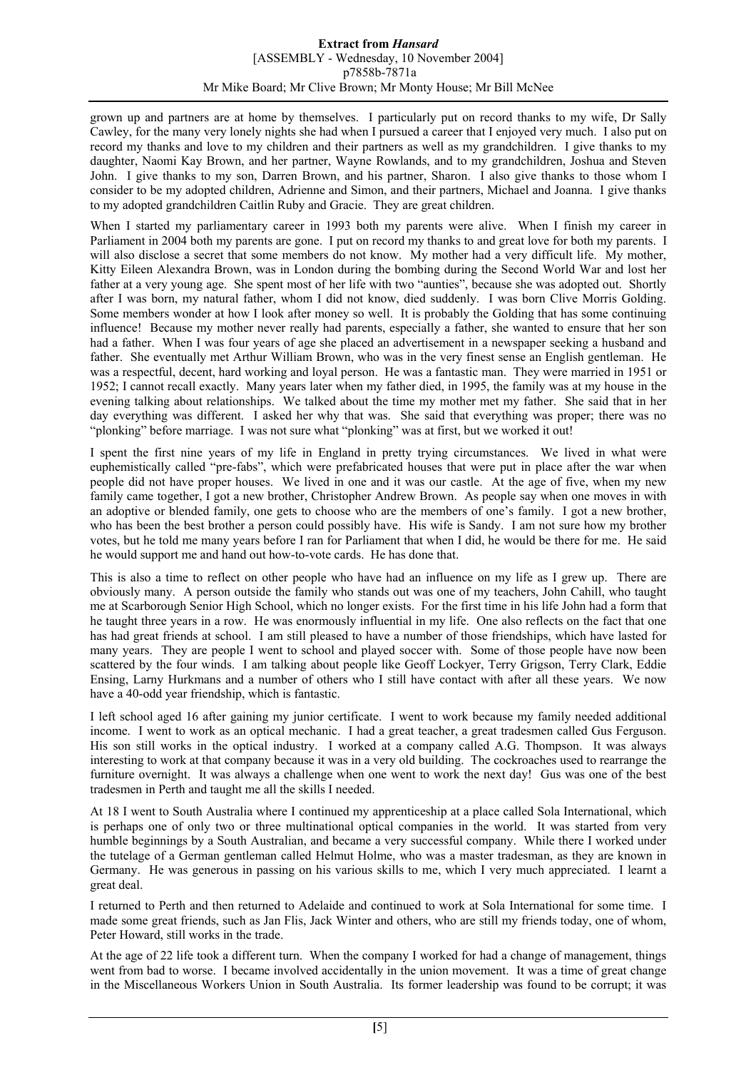grown up and partners are at home by themselves. I particularly put on record thanks to my wife, Dr Sally Cawley, for the many very lonely nights she had when I pursued a career that I enjoyed very much. I also put on record my thanks and love to my children and their partners as well as my grandchildren. I give thanks to my daughter, Naomi Kay Brown, and her partner, Wayne Rowlands, and to my grandchildren, Joshua and Steven John. I give thanks to my son, Darren Brown, and his partner, Sharon. I also give thanks to those whom I consider to be my adopted children, Adrienne and Simon, and their partners, Michael and Joanna. I give thanks to my adopted grandchildren Caitlin Ruby and Gracie. They are great children.

When I started my parliamentary career in 1993 both my parents were alive. When I finish my career in Parliament in 2004 both my parents are gone. I put on record my thanks to and great love for both my parents. I will also disclose a secret that some members do not know. My mother had a very difficult life. My mother, Kitty Eileen Alexandra Brown, was in London during the bombing during the Second World War and lost her father at a very young age. She spent most of her life with two "aunties", because she was adopted out. Shortly after I was born, my natural father, whom I did not know, died suddenly. I was born Clive Morris Golding. Some members wonder at how I look after money so well. It is probably the Golding that has some continuing influence! Because my mother never really had parents, especially a father, she wanted to ensure that her son had a father. When I was four years of age she placed an advertisement in a newspaper seeking a husband and father. She eventually met Arthur William Brown, who was in the very finest sense an English gentleman. He was a respectful, decent, hard working and loyal person. He was a fantastic man. They were married in 1951 or 1952; I cannot recall exactly. Many years later when my father died, in 1995, the family was at my house in the evening talking about relationships. We talked about the time my mother met my father. She said that in her day everything was different. I asked her why that was. She said that everything was proper; there was no "plonking" before marriage. I was not sure what "plonking" was at first, but we worked it out!

I spent the first nine years of my life in England in pretty trying circumstances. We lived in what were euphemistically called "pre-fabs", which were prefabricated houses that were put in place after the war when people did not have proper houses. We lived in one and it was our castle. At the age of five, when my new family came together, I got a new brother, Christopher Andrew Brown. As people say when one moves in with an adoptive or blended family, one gets to choose who are the members of one's family. I got a new brother, who has been the best brother a person could possibly have. His wife is Sandy. I am not sure how my brother votes, but he told me many years before I ran for Parliament that when I did, he would be there for me. He said he would support me and hand out how-to-vote cards. He has done that.

This is also a time to reflect on other people who have had an influence on my life as I grew up. There are obviously many. A person outside the family who stands out was one of my teachers, John Cahill, who taught me at Scarborough Senior High School, which no longer exists. For the first time in his life John had a form that he taught three years in a row. He was enormously influential in my life. One also reflects on the fact that one has had great friends at school. I am still pleased to have a number of those friendships, which have lasted for many years. They are people I went to school and played soccer with. Some of those people have now been scattered by the four winds. I am talking about people like Geoff Lockyer, Terry Grigson, Terry Clark, Eddie Ensing, Larny Hurkmans and a number of others who I still have contact with after all these years. We now have a 40-odd year friendship, which is fantastic.

I left school aged 16 after gaining my junior certificate. I went to work because my family needed additional income. I went to work as an optical mechanic. I had a great teacher, a great tradesmen called Gus Ferguson. His son still works in the optical industry. I worked at a company called A.G. Thompson. It was always interesting to work at that company because it was in a very old building. The cockroaches used to rearrange the furniture overnight. It was always a challenge when one went to work the next day! Gus was one of the best tradesmen in Perth and taught me all the skills I needed.

At 18 I went to South Australia where I continued my apprenticeship at a place called Sola International, which is perhaps one of only two or three multinational optical companies in the world. It was started from very humble beginnings by a South Australian, and became a very successful company. While there I worked under the tutelage of a German gentleman called Helmut Holme, who was a master tradesman, as they are known in Germany. He was generous in passing on his various skills to me, which I very much appreciated. I learnt a great deal.

I returned to Perth and then returned to Adelaide and continued to work at Sola International for some time. I made some great friends, such as Jan Flis, Jack Winter and others, who are still my friends today, one of whom, Peter Howard, still works in the trade.

At the age of 22 life took a different turn. When the company I worked for had a change of management, things went from bad to worse. I became involved accidentally in the union movement. It was a time of great change in the Miscellaneous Workers Union in South Australia. Its former leadership was found to be corrupt; it was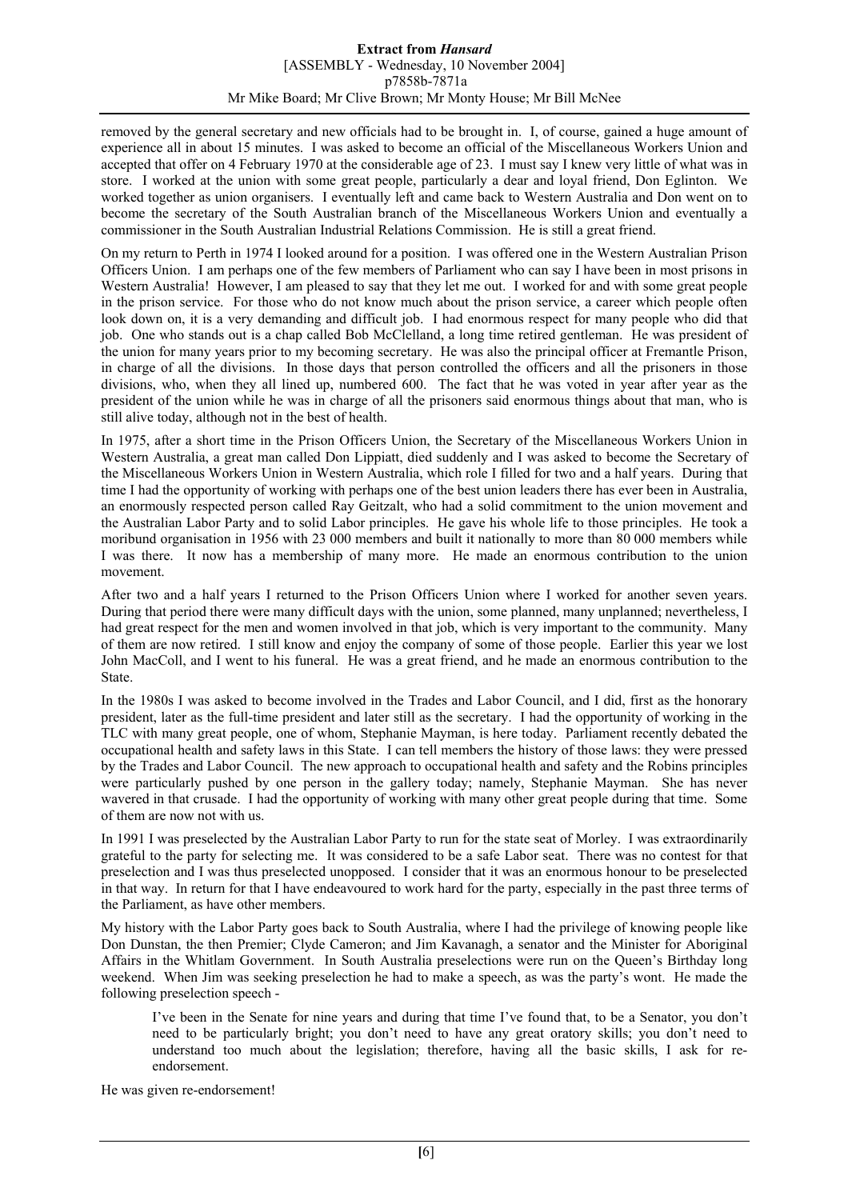removed by the general secretary and new officials had to be brought in. I, of course, gained a huge amount of experience all in about 15 minutes. I was asked to become an official of the Miscellaneous Workers Union and accepted that offer on 4 February 1970 at the considerable age of 23. I must say I knew very little of what was in store. I worked at the union with some great people, particularly a dear and loyal friend, Don Eglinton. We worked together as union organisers. I eventually left and came back to Western Australia and Don went on to become the secretary of the South Australian branch of the Miscellaneous Workers Union and eventually a commissioner in the South Australian Industrial Relations Commission. He is still a great friend.

On my return to Perth in 1974 I looked around for a position. I was offered one in the Western Australian Prison Officers Union. I am perhaps one of the few members of Parliament who can say I have been in most prisons in Western Australia! However, I am pleased to say that they let me out. I worked for and with some great people in the prison service. For those who do not know much about the prison service, a career which people often look down on, it is a very demanding and difficult job. I had enormous respect for many people who did that job. One who stands out is a chap called Bob McClelland, a long time retired gentleman. He was president of the union for many years prior to my becoming secretary. He was also the principal officer at Fremantle Prison, in charge of all the divisions. In those days that person controlled the officers and all the prisoners in those divisions, who, when they all lined up, numbered 600. The fact that he was voted in year after year as the president of the union while he was in charge of all the prisoners said enormous things about that man, who is still alive today, although not in the best of health.

In 1975, after a short time in the Prison Officers Union, the Secretary of the Miscellaneous Workers Union in Western Australia, a great man called Don Lippiatt, died suddenly and I was asked to become the Secretary of the Miscellaneous Workers Union in Western Australia, which role I filled for two and a half years. During that time I had the opportunity of working with perhaps one of the best union leaders there has ever been in Australia, an enormously respected person called Ray Geitzalt, who had a solid commitment to the union movement and the Australian Labor Party and to solid Labor principles. He gave his whole life to those principles. He took a moribund organisation in 1956 with 23 000 members and built it nationally to more than 80 000 members while I was there. It now has a membership of many more. He made an enormous contribution to the union movement.

After two and a half years I returned to the Prison Officers Union where I worked for another seven years. During that period there were many difficult days with the union, some planned, many unplanned; nevertheless, I had great respect for the men and women involved in that job, which is very important to the community. Many of them are now retired. I still know and enjoy the company of some of those people. Earlier this year we lost John MacColl, and I went to his funeral. He was a great friend, and he made an enormous contribution to the State.

In the 1980s I was asked to become involved in the Trades and Labor Council, and I did, first as the honorary president, later as the full-time president and later still as the secretary. I had the opportunity of working in the TLC with many great people, one of whom, Stephanie Mayman, is here today. Parliament recently debated the occupational health and safety laws in this State. I can tell members the history of those laws: they were pressed by the Trades and Labor Council. The new approach to occupational health and safety and the Robins principles were particularly pushed by one person in the gallery today; namely, Stephanie Mayman. She has never wavered in that crusade. I had the opportunity of working with many other great people during that time. Some of them are now not with us.

In 1991 I was preselected by the Australian Labor Party to run for the state seat of Morley. I was extraordinarily grateful to the party for selecting me. It was considered to be a safe Labor seat. There was no contest for that preselection and I was thus preselected unopposed. I consider that it was an enormous honour to be preselected in that way. In return for that I have endeavoured to work hard for the party, especially in the past three terms of the Parliament, as have other members.

My history with the Labor Party goes back to South Australia, where I had the privilege of knowing people like Don Dunstan, the then Premier; Clyde Cameron; and Jim Kavanagh, a senator and the Minister for Aboriginal Affairs in the Whitlam Government. In South Australia preselections were run on the Queen's Birthday long weekend. When Jim was seeking preselection he had to make a speech, as was the party's wont. He made the following preselection speech -

> I've been in the Senate for nine years and during that time I've found that, to be a Senator, you don't need to be particularly bright; you don't need to have any great oratory skills; you don't need to understand too much about the legislation; therefore, having all the basic skills, I ask for re-endorsement.

He was given re-endorsement!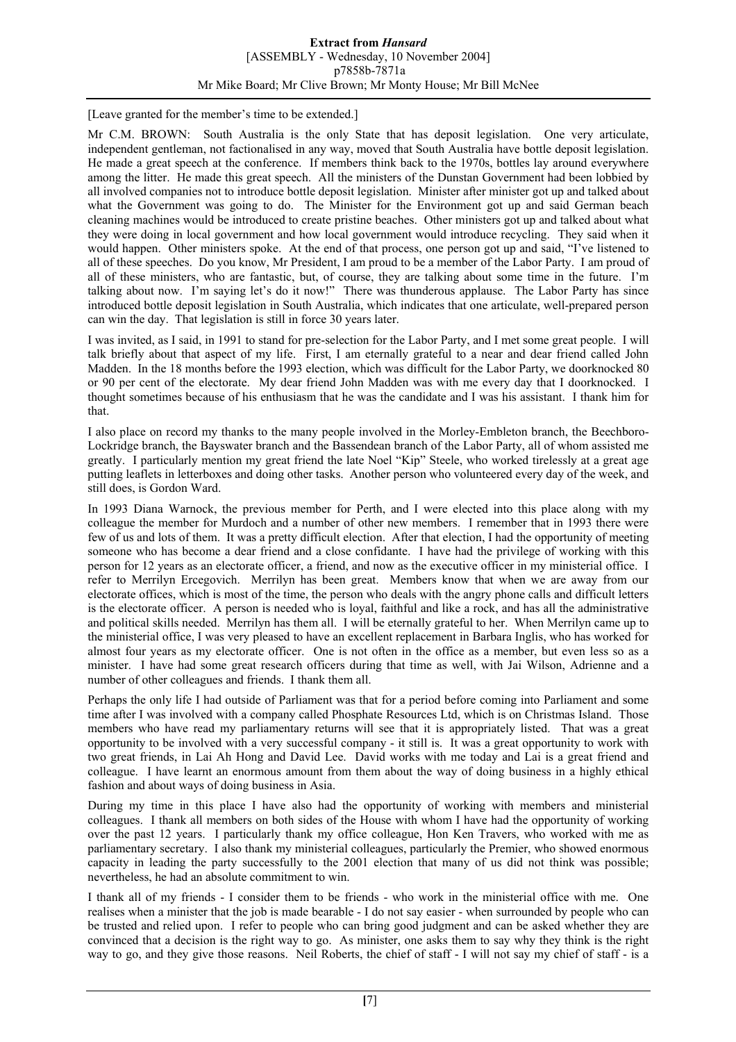[Leave granted for the member's time to be extended.]

Mr C.M. BROWN: South Australia is the only State that has deposit legislation. One very articulate, independent gentleman, not factionalised in any way, moved that South Australia have bottle deposit legislation. He made a great speech at the conference. If members think back to the 1970s, bottles lay around everywhere among the litter. He made this great speech. All the ministers of the Dunstan Government had been lobbied by all involved companies not to introduce bottle deposit legislation. Minister after minister got up and talked about what the Government was going to do. The Minister for the Environment got up and said German beach cleaning machines would be introduced to create pristine beaches. Other ministers got up and talked about what they were doing in local government and how local government would introduce recycling. They said when it would happen. Other ministers spoke. At the end of that process, one person got up and said, "I've listened to all of these speeches. Do you know, Mr President, I am proud to be a member of the Labor Party. I am proud of all of these ministers, who are fantastic, but, of course, they are talking about some time in the future. I'm talking about now. I'm saying let's do it now!" There was thunderous applause. The Labor Party has since introduced bottle deposit legislation in South Australia, which indicates that one articulate, well-prepared person can win the day. That legislation is still in force 30 years later.

I was invited, as I said, in 1991 to stand for pre-selection for the Labor Party, and I met some great people. I will talk briefly about that aspect of my life. First, I am eternally grateful to a near and dear friend called John Madden. In the 18 months before the 1993 election, which was difficult for the Labor Party, we doorknocked 80 or 90 per cent of the electorate. My dear friend John Madden was with me every day that I doorknocked. I thought sometimes because of his enthusiasm that he was the candidate and I was his assistant. I thank him for that.

I also place on record my thanks to the many people involved in the Morley-Embleton branch, the Beechboro-Lockridge branch, the Bayswater branch and the Bassendean branch of the Labor Party, all of whom assisted me greatly. I particularly mention my great friend the late Noel "Kip" Steele, who worked tirelessly at a great age putting leaflets in letterboxes and doing other tasks. Another person who volunteered every day of the week, and still does, is Gordon Ward.

In 1993 Diana Warnock, the previous member for Perth, and I were elected into this place along with my colleague the member for Murdoch and a number of other new members. I remember that in 1993 there were few of us and lots of them. It was a pretty difficult election. After that election, I had the opportunity of meeting someone who has become a dear friend and a close confidante. I have had the privilege of working with this person for 12 years as an electorate officer, a friend, and now as the executive officer in my ministerial office. I refer to Merrilyn Ercegovich. Merrilyn has been great. Members know that when we are away from our electorate offices, which is most of the time, the person who deals with the angry phone calls and difficult letters is the electorate officer. A person is needed who is loyal, faithful and like a rock, and has all the administrative and political skills needed. Merrilyn has them all. I will be eternally grateful to her. When Merrilyn came up to the ministerial office, I was very pleased to have an excellent replacement in Barbara Inglis, who has worked for almost four years as my electorate officer. One is not often in the office as a member, but even less so as a minister. I have had some great research officers during that time as well, with Jai Wilson, Adrienne and a number of other colleagues and friends. I thank them all.

Perhaps the only life I had outside of Parliament was that for a period before coming into Parliament and some time after I was involved with a company called Phosphate Resources Ltd, which is on Christmas Island. Those members who have read my parliamentary returns will see that it is appropriately listed. That was a great opportunity to be involved with a very successful company - it still is. It was a great opportunity to work with two great friends, in Lai Ah Hong and David Lee. David works with me today and Lai is a great friend and colleague. I have learnt an enormous amount from them about the way of doing business in a highly ethical fashion and about ways of doing business in Asia.

During my time in this place I have also had the opportunity of working with members and ministerial colleagues. I thank all members on both sides of the House with whom I have had the opportunity of working over the past 12 years. I particularly thank my office colleague, Hon Ken Travers, who worked with me as parliamentary secretary. I also thank my ministerial colleagues, particularly the Premier, who showed enormous capacity in leading the party successfully to the 2001 election that many of us did not think was possible; nevertheless, he had an absolute commitment to win.

I thank all of my friends - I consider them to be friends - who work in the ministerial office with me. One realises when a minister that the job is made bearable - I do not say easier - when surrounded by people who can be trusted and relied upon. I refer to people who can bring good judgment and can be asked whether they are convinced that a decision is the right way to go. As minister, one asks them to say why they think is the right way to go, and they give those reasons. Neil Roberts, the chief of staff - I will not say my chief of staff - is a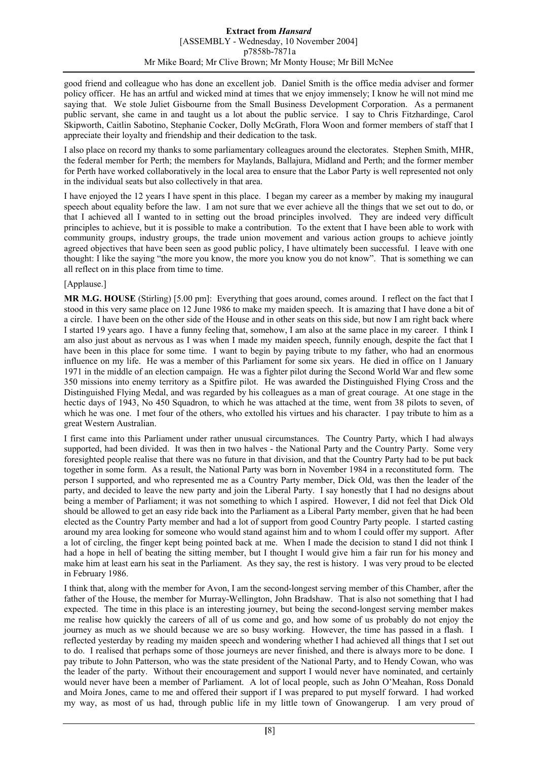good friend and colleague who has done an excellent job. Daniel Smith is the office media adviser and former policy officer. He has an artful and wicked mind at times that we enjoy immensely; I know he will not mind me saying that. We stole Juliet Gisbourne from the Small Business Development Corporation. As a permanent public servant, she came in and taught us a lot about the public service. I say to Chris Fitzhardinge, Carol Skipworth, Caitlin Sabotino, Stephanie Cocker, Dolly McGrath, Flora Woon and former members of staff that I appreciate their loyalty and friendship and their dedication to the task.

I also place on record my thanks to some parliamentary colleagues around the electorates. Stephen Smith, MHR, the federal member for Perth; the members for Maylands, Ballajura, Midland and Perth; and the former member for Perth have worked collaboratively in the local area to ensure that the Labor Party is well represented not only in the individual seats but also collectively in that area.

I have enjoyed the 12 years I have spent in this place. I began my career as a member by making my inaugural speech about equality before the law. I am not sure that we ever achieve all the things that we set out to do, or that I achieved all I wanted to in setting out the broad principles involved. They are indeed very difficult principles to achieve, but it is possible to make a contribution. To the extent that I have been able to work with community groups, industry groups, the trade union movement and various action groups to achieve jointly agreed objectives that have been seen as good public policy, I have ultimately been successful. I leave with one thought: I like the saying "the more you know, the more you know you do not know". That is something we can all reflect on in this place from time to time.

[Applause.]

**MR M.G. HOUSE** (Stirling) [5.00 pm]: Everything that goes around, comes around. I reflect on the fact that I stood in this very same place on 12 June 1986 to make my maiden speech. It is amazing that I have done a bit of a circle. I have been on the other side of the House and in other seats on this side, but now I am right back where I started 19 years ago. I have a funny feeling that, somehow, I am also at the same place in my career. I think I am also just about as nervous as I was when I made my maiden speech, funnily enough, despite the fact that I have been in this place for some time. I want to begin by paying tribute to my father, who had an enormous influence on my life. He was a member of this Parliament for some six years. He died in office on 1 January 1971 in the middle of an election campaign. He was a fighter pilot during the Second World War and flew some 350 missions into enemy territory as a Spitfire pilot. He was awarded the Distinguished Flying Cross and the Distinguished Flying Medal, and was regarded by his colleagues as a man of great courage. At one stage in the hectic days of 1943, No 450 Squadron, to which he was attached at the time, went from 38 pilots to seven, of which he was one. I met four of the others, who extolled his virtues and his character. I pay tribute to him as a great Western Australian.

I first came into this Parliament under rather unusual circumstances. The Country Party, which I had always supported, had been divided. It was then in two halves - the National Party and the Country Party. Some very foresighted people realise that there was no future in that division, and that the Country Party had to be put back together in some form. As a result, the National Party was born in November 1984 in a reconstituted form. The person I supported, and who represented me as a Country Party member, Dick Old, was then the leader of the party, and decided to leave the new party and join the Liberal Party. I say honestly that I had no designs about being a member of Parliament; it was not something to which I aspired. However, I did not feel that Dick Old should be allowed to get an easy ride back into the Parliament as a Liberal Party member, given that he had been elected as the Country Party member and had a lot of support from good Country Party people. I started casting around my area looking for someone who would stand against him and to whom I could offer my support. After a lot of circling, the finger kept being pointed back at me. When I made the decision to stand I did not think I had a hope in hell of beating the sitting member, but I thought I would give him a fair run for his money and make him at least earn his seat in the Parliament. As they say, the rest is history. I was very proud to be elected in February 1986.

I think that, along with the member for Avon, I am the second-longest serving member of this Chamber, after the father of the House, the member for Murray-Wellington, John Bradshaw. That is also not something that I had expected. The time in this place is an interesting journey, but being the second-longest serving member makes me realise how quickly the careers of all of us come and go, and how some of us probably do not enjoy the journey as much as we should because we are so busy working. However, the time has passed in a flash. I reflected yesterday by reading my maiden speech and wondering whether I had achieved all things that I set out to do. I realised that perhaps some of those journeys are never finished, and there is always more to be done. I pay tribute to John Patterson, who was the state president of the National Party, and to Hendy Cowan, who was the leader of the party. Without their encouragement and support I would never have nominated, and certainly would never have been a member of Parliament. A lot of local people, such as John O'Meahan, Ross Donald and Moira Jones, came to me and offered their support if I was prepared to put myself forward. I had worked my way, as most of us had, through public life in my little town of Gnowangerup. I am very proud of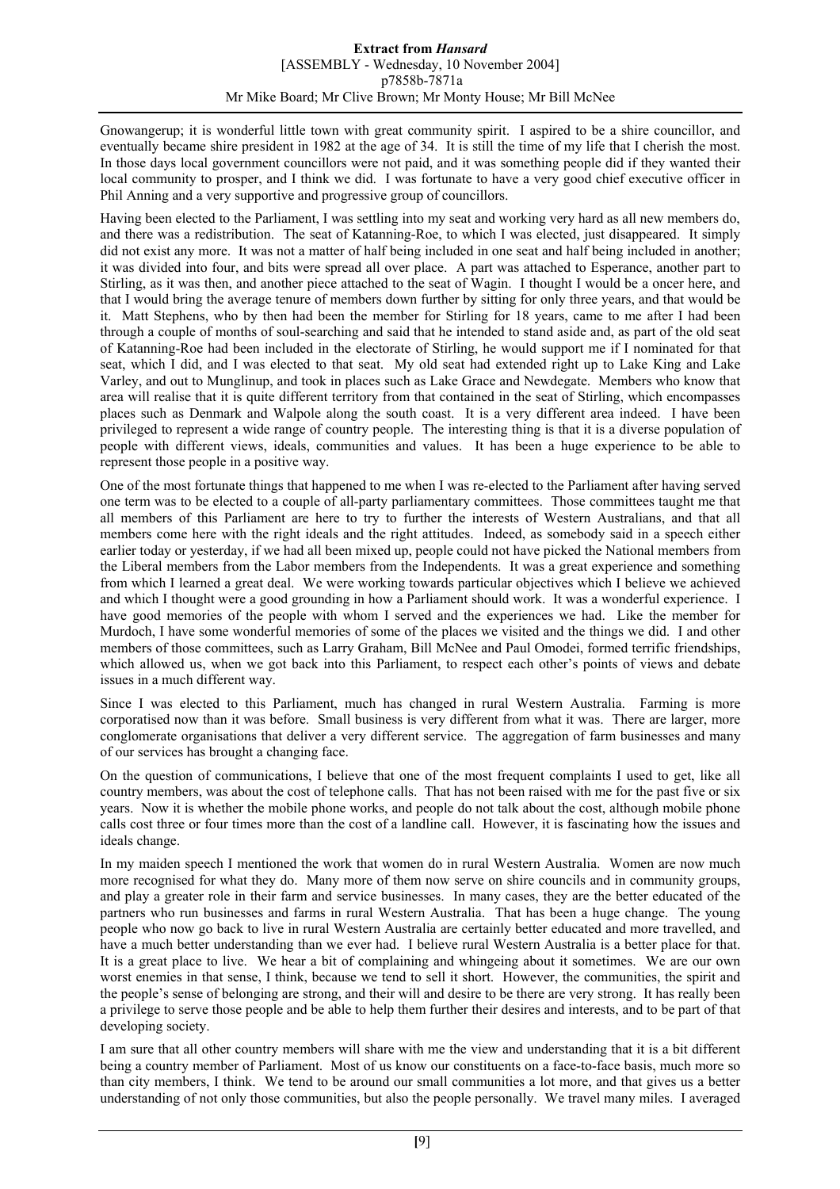Gnowangerup; it is wonderful little town with great community spirit. I aspired to be a shire councillor, and eventually became shire president in 1982 at the age of 34. It is still the time of my life that I cherish the most. In those days local government councillors were not paid, and it was something people did if they wanted their local community to prosper, and I think we did. I was fortunate to have a very good chief executive officer in Phil Anning and a very supportive and progressive group of councillors.

Having been elected to the Parliament, I was settling into my seat and working very hard as all new members do, and there was a redistribution. The seat of Katanning-Roe, to which I was elected, just disappeared. It simply did not exist any more. It was not a matter of half being included in one seat and half being included in another; it was divided into four, and bits were spread all over place. A part was attached to Esperance, another part to Stirling, as it was then, and another piece attached to the seat of Wagin. I thought I would be a oncer here, and that I would bring the average tenure of members down further by sitting for only three years, and that would be it. Matt Stephens, who by then had been the member for Stirling for 18 years, came to me after I had been through a couple of months of soul-searching and said that he intended to stand aside and, as part of the old seat of Katanning-Roe had been included in the electorate of Stirling, he would support me if I nominated for that seat, which I did, and I was elected to that seat. My old seat had extended right up to Lake King and Lake Varley, and out to Munglinup, and took in places such as Lake Grace and Newdegate. Members who know that area will realise that it is quite different territory from that contained in the seat of Stirling, which encompasses places such as Denmark and Walpole along the south coast. It is a very different area indeed. I have been privileged to represent a wide range of country people. The interesting thing is that it is a diverse population of people with different views, ideals, communities and values. It has been a huge experience to be able to represent those people in a positive way.

One of the most fortunate things that happened to me when I was re-elected to the Parliament after having served one term was to be elected to a couple of all-party parliamentary committees. Those committees taught me that all members of this Parliament are here to try to further the interests of Western Australians, and that all members come here with the right ideals and the right attitudes. Indeed, as somebody said in a speech either earlier today or yesterday, if we had all been mixed up, people could not have picked the National members from the Liberal members from the Labor members from the Independents. It was a great experience and something from which I learned a great deal. We were working towards particular objectives which I believe we achieved and which I thought were a good grounding in how a Parliament should work. It was a wonderful experience. I have good memories of the people with whom I served and the experiences we had. Like the member for Murdoch, I have some wonderful memories of some of the places we visited and the things we did. I and other members of those committees, such as Larry Graham, Bill McNee and Paul Omodei, formed terrific friendships, which allowed us, when we got back into this Parliament, to respect each other's points of views and debate issues in a much different way.

Since I was elected to this Parliament, much has changed in rural Western Australia. Farming is more corporatised now than it was before. Small business is very different from what it was. There are larger, more conglomerate organisations that deliver a very different service. The aggregation of farm businesses and many of our services has brought a changing face.

On the question of communications, I believe that one of the most frequent complaints I used to get, like all country members, was about the cost of telephone calls. That has not been raised with me for the past five or six years. Now it is whether the mobile phone works, and people do not talk about the cost, although mobile phone calls cost three or four times more than the cost of a landline call. However, it is fascinating how the issues and ideals change.

In my maiden speech I mentioned the work that women do in rural Western Australia. Women are now much more recognised for what they do. Many more of them now serve on shire councils and in community groups, and play a greater role in their farm and service businesses. In many cases, they are the better educated of the partners who run businesses and farms in rural Western Australia. That has been a huge change. The young people who now go back to live in rural Western Australia are certainly better educated and more travelled, and have a much better understanding than we ever had. I believe rural Western Australia is a better place for that. It is a great place to live. We hear a bit of complaining and whingeing about it sometimes. We are our own worst enemies in that sense, I think, because we tend to sell it short. However, the communities, the spirit and the people's sense of belonging are strong, and their will and desire to be there are very strong. It has really been a privilege to serve those people and be able to help them further their desires and interests, and to be part of that developing society.

I am sure that all other country members will share with me the view and understanding that it is a bit different being a country member of Parliament. Most of us know our constituents on a face-to-face basis, much more so than city members, I think. We tend to be around our small communities a lot more, and that gives us a better understanding of not only those communities, but also the people personally. We travel many miles. I averaged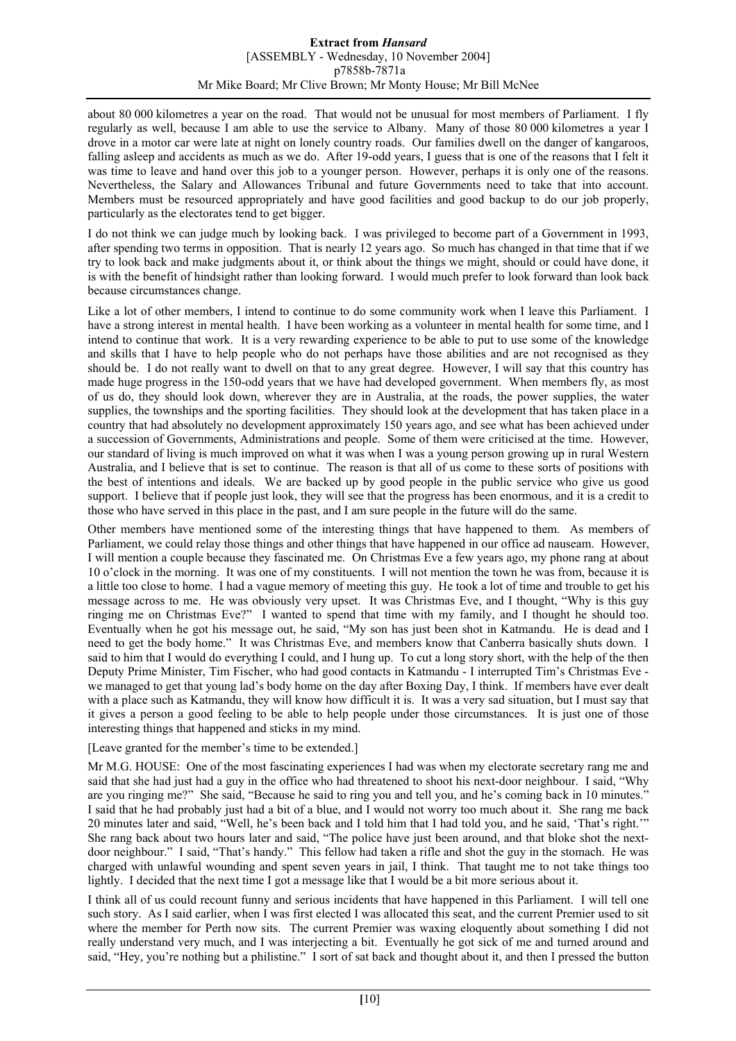about 80 000 kilometres a year on the road. That would not be unusual for most members of Parliament. I fly regularly as well, because I am able to use the service to Albany. Many of those 80 000 kilometres a year I drove in a motor car were late at night on lonely country roads. Our families dwell on the danger of kangaroos, falling asleep and accidents as much as we do. After 19-odd years, I guess that is one of the reasons that I felt it was time to leave and hand over this job to a younger person. However, perhaps it is only one of the reasons. Nevertheless, the Salary and Allowances Tribunal and future Governments need to take that into account. Members must be resourced appropriately and have good facilities and good backup to do our job properly, particularly as the electorates tend to get bigger.

I do not think we can judge much by looking back. I was privileged to become part of a Government in 1993, after spending two terms in opposition. That is nearly 12 years ago. So much has changed in that time that if we try to look back and make judgments about it, or think about the things we might, should or could have done, it is with the benefit of hindsight rather than looking forward. I would much prefer to look forward than look back because circumstances change.

Like a lot of other members, I intend to continue to do some community work when I leave this Parliament. I have a strong interest in mental health. I have been working as a volunteer in mental health for some time, and I intend to continue that work. It is a very rewarding experience to be able to put to use some of the knowledge and skills that I have to help people who do not perhaps have those abilities and are not recognised as they should be. I do not really want to dwell on that to any great degree. However, I will say that this country has made huge progress in the 150-odd years that we have had developed government. When members fly, as most of us do, they should look down, wherever they are in Australia, at the roads, the power supplies, the water supplies, the townships and the sporting facilities. They should look at the development that has taken place in a country that had absolutely no development approximately 150 years ago, and see what has been achieved under a succession of Governments, Administrations and people. Some of them were criticised at the time. However, our standard of living is much improved on what it was when I was a young person growing up in rural Western Australia, and I believe that is set to continue. The reason is that all of us come to these sorts of positions with the best of intentions and ideals. We are backed up by good people in the public service who give us good support. I believe that if people just look, they will see that the progress has been enormous, and it is a credit to those who have served in this place in the past, and I am sure people in the future will do the same.

Other members have mentioned some of the interesting things that have happened to them. As members of Parliament, we could relay those things and other things that have happened in our office ad nauseam. However, I will mention a couple because they fascinated me. On Christmas Eve a few years ago, my phone rang at about 10 o'clock in the morning. It was one of my constituents. I will not mention the town he was from, because it is a little too close to home. I had a vague memory of meeting this guy. He took a lot of time and trouble to get his message across to me. He was obviously very upset. It was Christmas Eve, and I thought, "Why is this guy ringing me on Christmas Eve?" I wanted to spend that time with my family, and I thought he should too. Eventually when he got his message out, he said, "My son has just been shot in Katmandu. He is dead and I need to get the body home." It was Christmas Eve, and members know that Canberra basically shuts down. I said to him that I would do everything I could, and I hung up. To cut a long story short, with the help of the then Deputy Prime Minister, Tim Fischer, who had good contacts in Katmandu - I interrupted Tim's Christmas Eve - we managed to get that young lad's body home on the day after Boxing Day, I think. If members have ever dealt with a place such as Katmandu, they will know how difficult it is. It was a very sad situation, but I must say that it gives a person a good feeling to be able to help people under those circumstances. It is just one of those interesting things that happened and sticks in my mind.

[Leave granted for the member's time to be extended.]

Mr M.G. HOUSE: One of the most fascinating experiences I had was when my electorate secretary rang me and said that she had just had a guy in the office who had threatened to shoot his next-door neighbour. I said, "Why are you ringing me?" She said, "Because he said to ring you and tell you, and he's coming back in 10 minutes." I said that he had probably just had a bit of a blue, and I would not worry too much about it. She rang me back 20 minutes later and said, "Well, he's been back and I told him that I had told you, and he said, 'That's right.'" She rang back about two hours later and said, "The police have just been around, and that bloke shot the next-door neighbour." I said, "That's handy." This fellow had taken a rifle and shot the guy in the stomach. He was charged with unlawful wounding and spent seven years in jail, I think. That taught me to not take things too lightly. I decided that the next time I got a message like that I would be a bit more serious about it.

I think all of us could recount funny and serious incidents that have happened in this Parliament. I will tell one such story. As I said earlier, when I was first elected I was allocated this seat, and the current Premier used to sit where the member for Perth now sits. The current Premier was waxing eloquently about something I did not really understand very much, and I was interjecting a bit. Eventually he got sick of me and turned around and said, "Hey, you're nothing but a philistine." I sort of sat back and thought about it, and then I pressed the button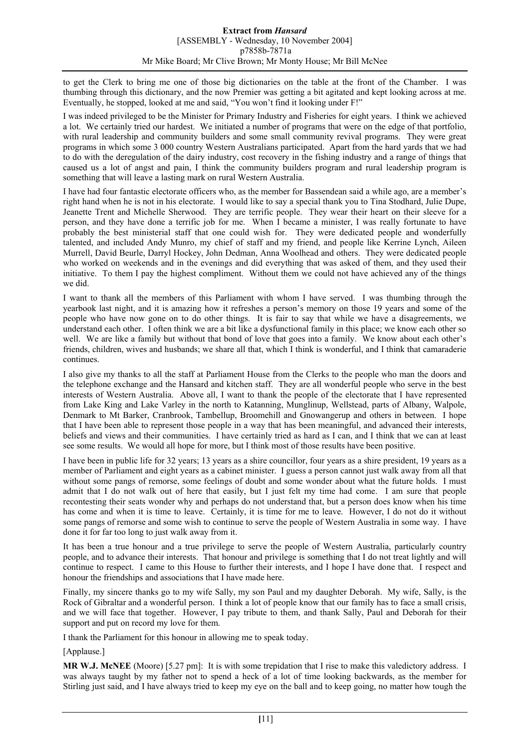to get the Clerk to bring me one of those big dictionaries on the table at the front of the Chamber. I was thumbing through this dictionary, and the now Premier was getting a bit agitated and kept looking across at me. Eventually, he stopped, looked at me and said, "You won't find it looking under F!"

I was indeed privileged to be the Minister for Primary Industry and Fisheries for eight years. I think we achieved a lot. We certainly tried our hardest. We initiated a number of programs that were on the edge of that portfolio, with rural leadership and community builders and some small community revival programs. They were great programs in which some 3 000 country Western Australians participated. Apart from the hard yards that we had to do with the deregulation of the dairy industry, cost recovery in the fishing industry and a range of things that caused us a lot of angst and pain, I think the community builders program and rural leadership program is something that will leave a lasting mark on rural Western Australia.

I have had four fantastic electorate officers who, as the member for Bassendean said a while ago, are a member's right hand when he is not in his electorate. I would like to say a special thank you to Tina Stodhard, Julie Dupe, Jeanette Trent and Michelle Sherwood. They are terrific people. They wear their heart on their sleeve for a person, and they have done a terrific job for me. When I became a minister, I was really fortunate to have probably the best ministerial staff that one could wish for. They were dedicated people and wonderfully talented, and included Andy Munro, my chief of staff and my friend, and people like Kerrine Lynch, Aileen Murrell, David Beurle, Darryl Hockey, John Dedman, Anna Woolhead and others. They were dedicated people who worked on weekends and in the evenings and did everything that was asked of them, and they used their initiative. To them I pay the highest compliment. Without them we could not have achieved any of the things we did.

I want to thank all the members of this Parliament with whom I have served. I was thumbing through the yearbook last night, and it is amazing how it refreshes a person's memory on those 19 years and some of the people who have now gone on to do other things. It is fair to say that while we have a disagreements, we understand each other. I often think we are a bit like a dysfunctional family in this place; we know each other so well. We are like a family but without that bond of love that goes into a family. We know about each other's friends, children, wives and husbands; we share all that, which I think is wonderful, and I think that camaraderie continues.

I also give my thanks to all the staff at Parliament House from the Clerks to the people who man the doors and the telephone exchange and the Hansard and kitchen staff. They are all wonderful people who serve in the best interests of Western Australia. Above all, I want to thank the people of the electorate that I have represented from Lake King and Lake Varley in the north to Katanning, Munglinup, Wellstead, parts of Albany, Walpole, Denmark to Mt Barker, Cranbrook, Tambellup, Broomehill and Gnowangerup and others in between. I hope that I have been able to represent those people in a way that has been meaningful, and advanced their interests, beliefs and views and their communities. I have certainly tried as hard as I can, and I think that we can at least see some results. We would all hope for more, but I think most of those results have been positive.

I have been in public life for 32 years; 13 years as a shire councillor, four years as a shire president, 19 years as a member of Parliament and eight years as a cabinet minister. I guess a person cannot just walk away from all that without some pangs of remorse, some feelings of doubt and some wonder about what the future holds. I must admit that I do not walk out of here that easily, but I just felt my time had come. I am sure that people recontesting their seats wonder why and perhaps do not understand that, but a person does know when his time has come and when it is time to leave. Certainly, it is time for me to leave. However, I do not do it without some pangs of remorse and some wish to continue to serve the people of Western Australia in some way. I have done it for far too long to just walk away from it.

It has been a true honour and a true privilege to serve the people of Western Australia, particularly country people, and to advance their interests. That honour and privilege is something that I do not treat lightly and will continue to respect. I came to this House to further their interests, and I hope I have done that. I respect and honour the friendships and associations that I have made here.

Finally, my sincere thanks go to my wife Sally, my son Paul and my daughter Deborah. My wife, Sally, is the Rock of Gibraltar and a wonderful person. I think a lot of people know that our family has to face a small crisis, and we will face that together. However, I pay tribute to them, and thank Sally, Paul and Deborah for their support and put on record my love for them.

I thank the Parliament for this honour in allowing me to speak today.

[Applause.]

**MR W.J. McNEE** (Moore) [5.27 pm]: It is with some trepidation that I rise to make this valedictory address. I was always taught by my father not to spend a heck of a lot of time looking backwards, as the member for Stirling just said, and I have always tried to keep my eye on the ball and to keep going, no matter how tough the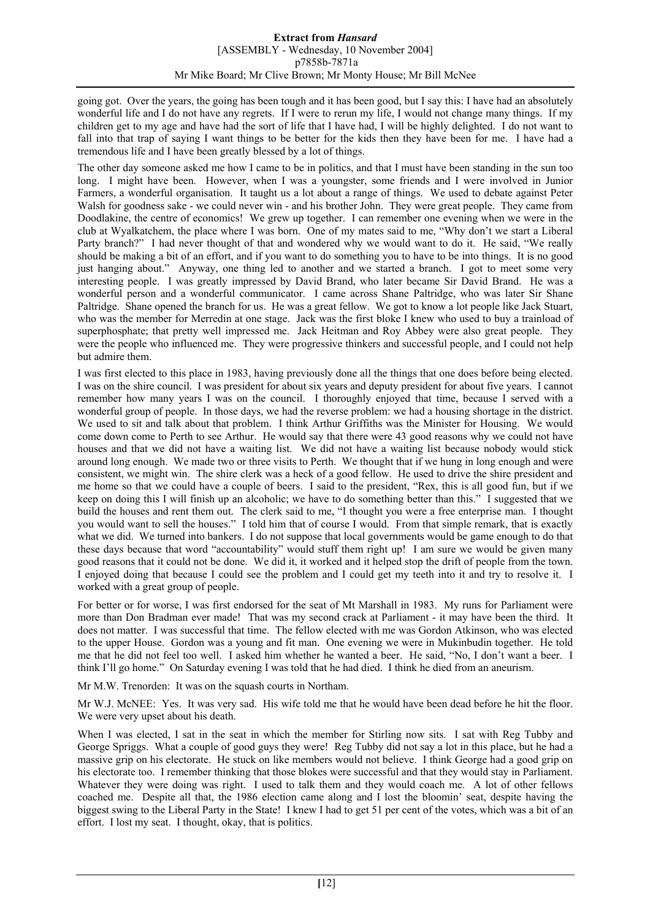going got. Over the years, the going has been tough and it has been good, but I say this: I have had an absolutely wonderful life and I do not have any regrets. If I were to rerun my life, I would not change many things. If my children get to my age and have had the sort of life that I have had, I will be highly delighted. I do not want to fall into that trap of saying I want things to be better for the kids then they have been for me. I have had a tremendous life and I have been greatly blessed by a lot of things.

The other day someone asked me how I came to be in politics, and that I must have been standing in the sun too long. I might have been. However, when I was a youngster, some friends and I were involved in Junior Farmers, a wonderful organisation. It taught us a lot about a range of things. We used to debate against Peter Walsh for goodness sake - we could never win - and his brother John. They were great people. They came from Doodlakine, the centre of economics! We grew up together. I can remember one evening when we were in the club at Wyalkatchem, the place where I was born. One of my mates said to me, "Why don't we start a Liberal Party branch?" I had never thought of that and wondered why we would want to do it. He said, "We really should be making a bit of an effort, and if you want to do something you to have to be into things. It is no good just hanging about." Anyway, one thing led to another and we started a branch. I got to meet some very interesting people. I was greatly impressed by David Brand, who later became Sir David Brand. He was a wonderful person and a wonderful communicator. I came across Shane Paltridge, who was later Sir Shane Paltridge. Shane opened the branch for us. He was a great fellow. We got to know a lot people like Jack Stuart, who was the member for Merredin at one stage. Jack was the first bloke I knew who used to buy a trainload of superphosphate; that pretty well impressed me. Jack Heitman and Roy Abbey were also great people. They were the people who influenced me. They were progressive thinkers and successful people, and I could not help but admire them.

I was first elected to this place in 1983, having previously done all the things that one does before being elected. I was on the shire council. I was president for about six years and deputy president for about five years. I cannot remember how many years I was on the council. I thoroughly enjoyed that time, because I served with a wonderful group of people. In those days, we had the reverse problem: we had a housing shortage in the district. We used to sit and talk about that problem. I think Arthur Griffiths was the Minister for Housing. We would come down come to Perth to see Arthur. He would say that there were 43 good reasons why we could not have houses and that we did not have a waiting list. We did not have a waiting list because nobody would stick around long enough. We made two or three visits to Perth. We thought that if we hung in long enough and were consistent, we might win. The shire clerk was a heck of a good fellow. He used to drive the shire president and me home so that we could have a couple of beers. I said to the president, "Rex, this is all good fun, but if we keep on doing this I will finish up an alcoholic; we have to do something better than this." I suggested that we build the houses and rent them out. The clerk said to me, "I thought you were a free enterprise man. I thought you would want to sell the houses." I told him that of course I would. From that simple remark, that is exactly what we did. We turned into bankers. I do not suppose that local governments would be game enough to do that these days because that word "accountability" would stuff them right up! I am sure we would be given many good reasons that it could not be done. We did it, it worked and it helped stop the drift of people from the town. I enjoyed doing that because I could see the problem and I could get my teeth into it and try to resolve it. I worked with a great group of people.

For better or for worse, I was first endorsed for the seat of Mt Marshall in 1983. My runs for Parliament were more than Don Bradman ever made! That was my second crack at Parliament - it may have been the third. It does not matter. I was successful that time. The fellow elected with me was Gordon Atkinson, who was elected to the upper House. Gordon was a young and fit man. One evening we were in Mukinbudin together. He told me that he did not feel too well. I asked him whether he wanted a beer. He said, "No, I don't want a beer. I think I'll go home." On Saturday evening I was told that he had died. I think he died from an aneurism.

Mr M.W. Trenorden: It was on the squash courts in Northam.

Mr W.J. McNEE: Yes. It was very sad. His wife told me that he would have been dead before he hit the floor. We were very upset about his death.

When I was elected, I sat in the seat in which the member for Stirling now sits. I sat with Reg Tubby and George Spriggs. What a couple of good guys they were! Reg Tubby did not say a lot in this place, but he had a massive grip on his electorate. He stuck on like members would not believe. I think George had a good grip on his electorate too. I remember thinking that those blokes were successful and that they would stay in Parliament. Whatever they were doing was right. I used to talk them and they would coach me. A lot of other fellows coached me. Despite all that, the 1986 election came along and I lost the bloomin' seat, despite having the biggest swing to the Liberal Party in the State! I knew I had to get 51 per cent of the votes, which was a bit of an effort. I lost my seat. I thought, okay, that is politics.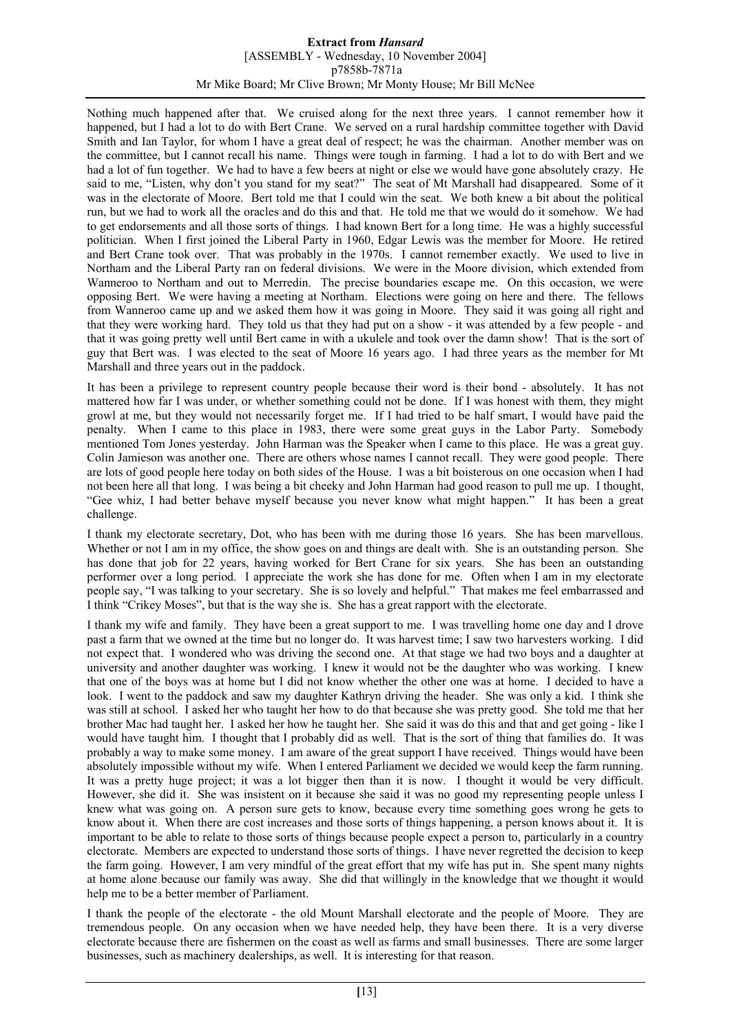Nothing much happened after that. We cruised along for the next three years. I cannot remember how it happened, but I had a lot to do with Bert Crane. We served on a rural hardship committee together with David Smith and Ian Taylor, for whom I have a great deal of respect; he was the chairman. Another member was on the committee, but I cannot recall his name. Things were tough in farming. I had a lot to do with Bert and we had a lot of fun together. We had to have a few beers at night or else we would have gone absolutely crazy. He said to me, "Listen, why don't you stand for my seat?" The seat of Mt Marshall had disappeared. Some of it was in the electorate of Moore. Bert told me that I could win the seat. We both knew a bit about the political run, but we had to work all the oracles and do this and that. He told me that we would do it somehow. We had to get endorsements and all those sorts of things. I had known Bert for a long time. He was a highly successful politician. When I first joined the Liberal Party in 1960, Edgar Lewis was the member for Moore. He retired and Bert Crane took over. That was probably in the 1970s. I cannot remember exactly. We used to live in Northam and the Liberal Party ran on federal divisions. We were in the Moore division, which extended from Wanneroo to Northam and out to Merredin. The precise boundaries escape me. On this occasion, we were opposing Bert. We were having a meeting at Northam. Elections were going on here and there. The fellows from Wanneroo came up and we asked them how it was going in Moore. They said it was going all right and that they were working hard. They told us that they had put on a show - it was attended by a few people - and that it was going pretty well until Bert came in with a ukulele and took over the damn show! That is the sort of guy that Bert was. I was elected to the seat of Moore 16 years ago. I had three years as the member for Mt Marshall and three years out in the paddock.

It has been a privilege to represent country people because their word is their bond - absolutely. It has not mattered how far I was under, or whether something could not be done. If I was honest with them, they might growl at me, but they would not necessarily forget me. If I had tried to be half smart, I would have paid the penalty. When I came to this place in 1983, there were some great guys in the Labor Party. Somebody mentioned Tom Jones yesterday. John Harman was the Speaker when I came to this place. He was a great guy. Colin Jamieson was another one. There are others whose names I cannot recall. They were good people. There are lots of good people here today on both sides of the House. I was a bit boisterous on one occasion when I had not been here all that long. I was being a bit cheeky and John Harman had good reason to pull me up. I thought, "Gee whiz, I had better behave myself because you never know what might happen." It has been a great challenge.

I thank my electorate secretary, Dot, who has been with me during those 16 years. She has been marvellous. Whether or not I am in my office, the show goes on and things are dealt with. She is an outstanding person. She has done that job for 22 years, having worked for Bert Crane for six years. She has been an outstanding performer over a long period. I appreciate the work she has done for me. Often when I am in my electorate people say, "I was talking to your secretary. She is so lovely and helpful." That makes me feel embarrassed and I think "Crikey Moses", but that is the way she is. She has a great rapport with the electorate.

I thank my wife and family. They have been a great support to me. I was travelling home one day and I drove past a farm that we owned at the time but no longer do. It was harvest time; I saw two harvesters working. I did not expect that. I wondered who was driving the second one. At that stage we had two boys and a daughter at university and another daughter was working. I knew it would not be the daughter who was working. I knew that one of the boys was at home but I did not know whether the other one was at home. I decided to have a look. I went to the paddock and saw my daughter Kathryn driving the header. She was only a kid. I think she was still at school. I asked her who taught her how to do that because she was pretty good. She told me that her brother Mac had taught her. I asked her how he taught her. She said it was do this and that and get going - like I would have taught him. I thought that I probably did as well. That is the sort of thing that families do. It was probably a way to make some money. I am aware of the great support I have received. Things would have been absolutely impossible without my wife. When I entered Parliament we decided we would keep the farm running. It was a pretty huge project; it was a lot bigger then than it is now. I thought it would be very difficult. However, she did it. She was insistent on it because she said it was no good my representing people unless I knew what was going on. A person sure gets to know, because every time something goes wrong he gets to know about it. When there are cost increases and those sorts of things happening, a person knows about it. It is important to be able to relate to those sorts of things because people expect a person to, particularly in a country electorate. Members are expected to understand those sorts of things. I have never regretted the decision to keep the farm going. However, I am very mindful of the great effort that my wife has put in. She spent many nights at home alone because our family was away. She did that willingly in the knowledge that we thought it would help me to be a better member of Parliament.

I thank the people of the electorate - the old Mount Marshall electorate and the people of Moore. They are tremendous people. On any occasion when we have needed help, they have been there. It is a very diverse electorate because there are fishermen on the coast as well as farms and small businesses. There are some larger businesses, such as machinery dealerships, as well. It is interesting for that reason.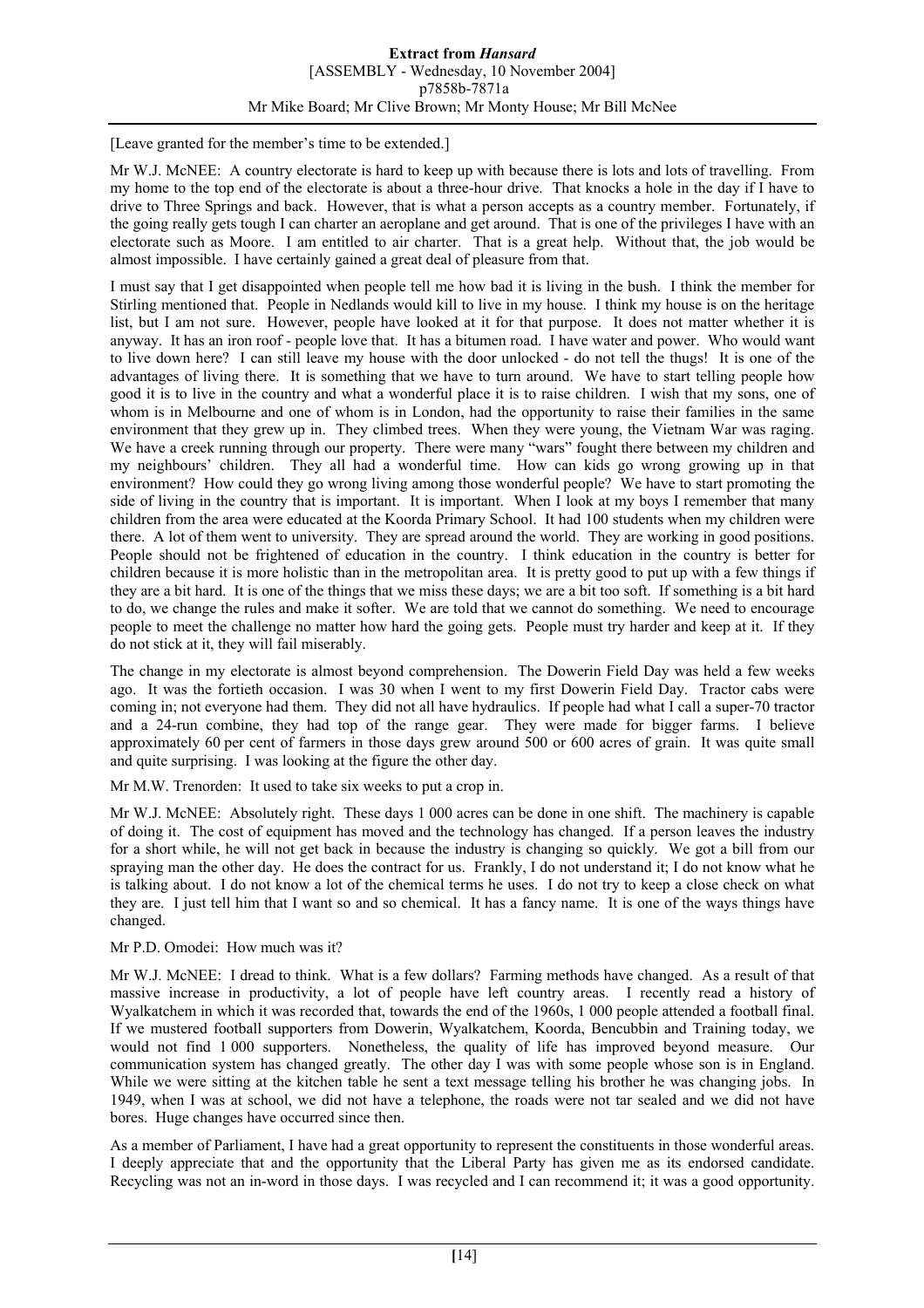[Leave granted for the member's time to be extended.]

Mr W.J. McNEE: A country electorate is hard to keep up with because there is lots and lots of travelling. From my home to the top end of the electorate is about a three-hour drive. That knocks a hole in the day if I have to drive to Three Springs and back. However, that is what a person accepts as a country member. Fortunately, if the going really gets tough I can charter an aeroplane and get around. That is one of the privileges I have with an electorate such as Moore. I am entitled to air charter. That is a great help. Without that, the job would be almost impossible. I have certainly gained a great deal of pleasure from that.

I must say that I get disappointed when people tell me how bad it is living in the bush. I think the member for Stirling mentioned that. People in Nedlands would kill to live in my house. I think my house is on the heritage list, but I am not sure. However, people have looked at it for that purpose. It does not matter whether it is anyway. It has an iron roof - people love that. It has a bitumen road. I have water and power. Who would want to live down here? I can still leave my house with the door unlocked - do not tell the thugs! It is one of the advantages of living there. It is something that we have to turn around. We have to start telling people how good it is to live in the country and what a wonderful place it is to raise children. I wish that my sons, one of whom is in Melbourne and one of whom is in London, had the opportunity to raise their families in the same environment that they grew up in. They climbed trees. When they were young, the Vietnam War was raging. We have a creek running through our property. There were many "wars" fought there between my children and my neighbours' children. They all had a wonderful time. How can kids go wrong growing up in that environment? How could they go wrong living among those wonderful people? We have to start promoting the side of living in the country that is important. It is important. When I look at my boys I remember that many children from the area were educated at the Koorda Primary School. It had 100 students when my children were there. A lot of them went to university. They are spread around the world. They are working in good positions. People should not be frightened of education in the country. I think education in the country is better for children because it is more holistic than in the metropolitan area. It is pretty good to put up with a few things if they are a bit hard. It is one of the things that we miss these days; we are a bit too soft. If something is a bit hard to do, we change the rules and make it softer. We are told that we cannot do something. We need to encourage people to meet the challenge no matter how hard the going gets. People must try harder and keep at it. If they do not stick at it, they will fail miserably.

The change in my electorate is almost beyond comprehension. The Dowerin Field Day was held a few weeks ago. It was the fortieth occasion. I was 30 when I went to my first Dowerin Field Day. Tractor cabs were coming in; not everyone had them. They did not all have hydraulics. If people had what I call a super-70 tractor and a 24-run combine, they had top of the range gear. They were made for bigger farms. I believe approximately 60 per cent of farmers in those days grew around 500 or 600 acres of grain. It was quite small and quite surprising. I was looking at the figure the other day.

Mr M.W. Trenorden: It used to take six weeks to put a crop in.

Mr W.J. McNEE: Absolutely right. These days 1 000 acres can be done in one shift. The machinery is capable of doing it. The cost of equipment has moved and the technology has changed. If a person leaves the industry for a short while, he will not get back in because the industry is changing so quickly. We got a bill from our spraying man the other day. He does the contract for us. Frankly, I do not understand it; I do not know what he is talking about. I do not know a lot of the chemical terms he uses. I do not try to keep a close check on what they are. I just tell him that I want so and so chemical. It has a fancy name. It is one of the ways things have changed.

Mr P.D. Omodei: How much was it?

Mr W.J. McNEE: I dread to think. What is a few dollars? Farming methods have changed. As a result of that massive increase in productivity, a lot of people have left country areas. I recently read a history of Wyalkatchem in which it was recorded that, towards the end of the 1960s, 1 000 people attended a football final. If we mustered football supporters from Dowerin, Wyalkatchem, Koorda, Bencubbin and Training today, we would not find 1 000 supporters. Nonetheless, the quality of life has improved beyond measure. Our communication system has changed greatly. The other day I was with some people whose son is in England. While we were sitting at the kitchen table he sent a text message telling his brother he was changing jobs. In 1949, when I was at school, we did not have a telephone, the roads were not tar sealed and we did not have bores. Huge changes have occurred since then.

As a member of Parliament, I have had a great opportunity to represent the constituents in those wonderful areas. I deeply appreciate that and the opportunity that the Liberal Party has given me as its endorsed candidate. Recycling was not an in-word in those days. I was recycled and I can recommend it; it was a good opportunity.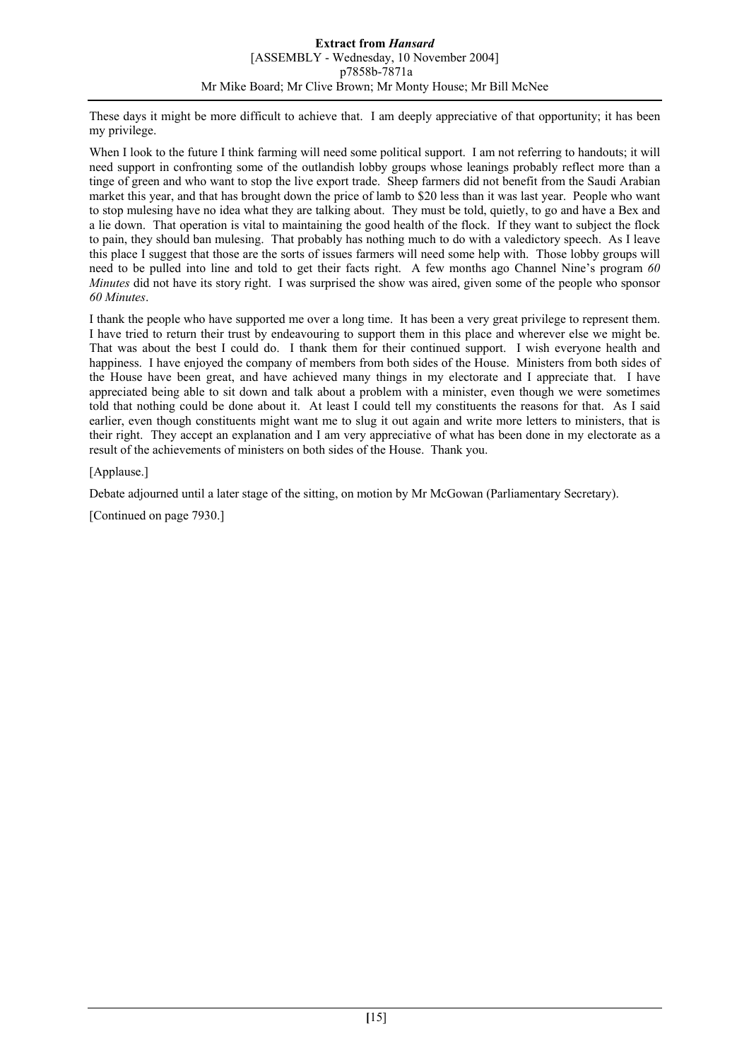These days it might be more difficult to achieve that. I am deeply appreciative of that opportunity; it has been my privilege.

When I look to the future I think farming will need some political support. I am not referring to handouts; it will need support in confronting some of the outlandish lobby groups whose leanings probably reflect more than a tinge of green and who want to stop the live export trade. Sheep farmers did not benefit from the Saudi Arabian market this year, and that has brought down the price of lamb to $20 less than it was last year. People who want to stop mulesing have no idea what they are talking about. They must be told, quietly, to go and have a Bex and a lie down. That operation is vital to maintaining the good health of the flock. If they want to subject the flock to pain, they should ban mulesing. That probably has nothing much to do with a valedictory speech. As I leave this place I suggest that those are the sorts of issues farmers will need some help with. Those lobby groups will need to be pulled into line and told to get their facts right. A few months ago Channel Nine's program *60 Minutes* did not have its story right. I was surprised the show was aired, given some of the people who sponsor *60 Minutes*.

I thank the people who have supported me over a long time. It has been a very great privilege to represent them. I have tried to return their trust by endeavouring to support them in this place and wherever else we might be. That was about the best I could do. I thank them for their continued support. I wish everyone health and happiness. I have enjoyed the company of members from both sides of the House. Ministers from both sides of the House have been great, and have achieved many things in my electorate and I appreciate that. I have appreciated being able to sit down and talk about a problem with a minister, even though we were sometimes told that nothing could be done about it. At least I could tell my constituents the reasons for that. As I said earlier, even though constituents might want me to slug it out again and write more letters to ministers, that is their right. They accept an explanation and I am very appreciative of what has been done in my electorate as a result of the achievements of ministers on both sides of the House. Thank you.

[Applause.]

Debate adjourned until a later stage of the sitting, on motion by Mr McGowan (Parliamentary Secretary).

[Continued on page 7930.]